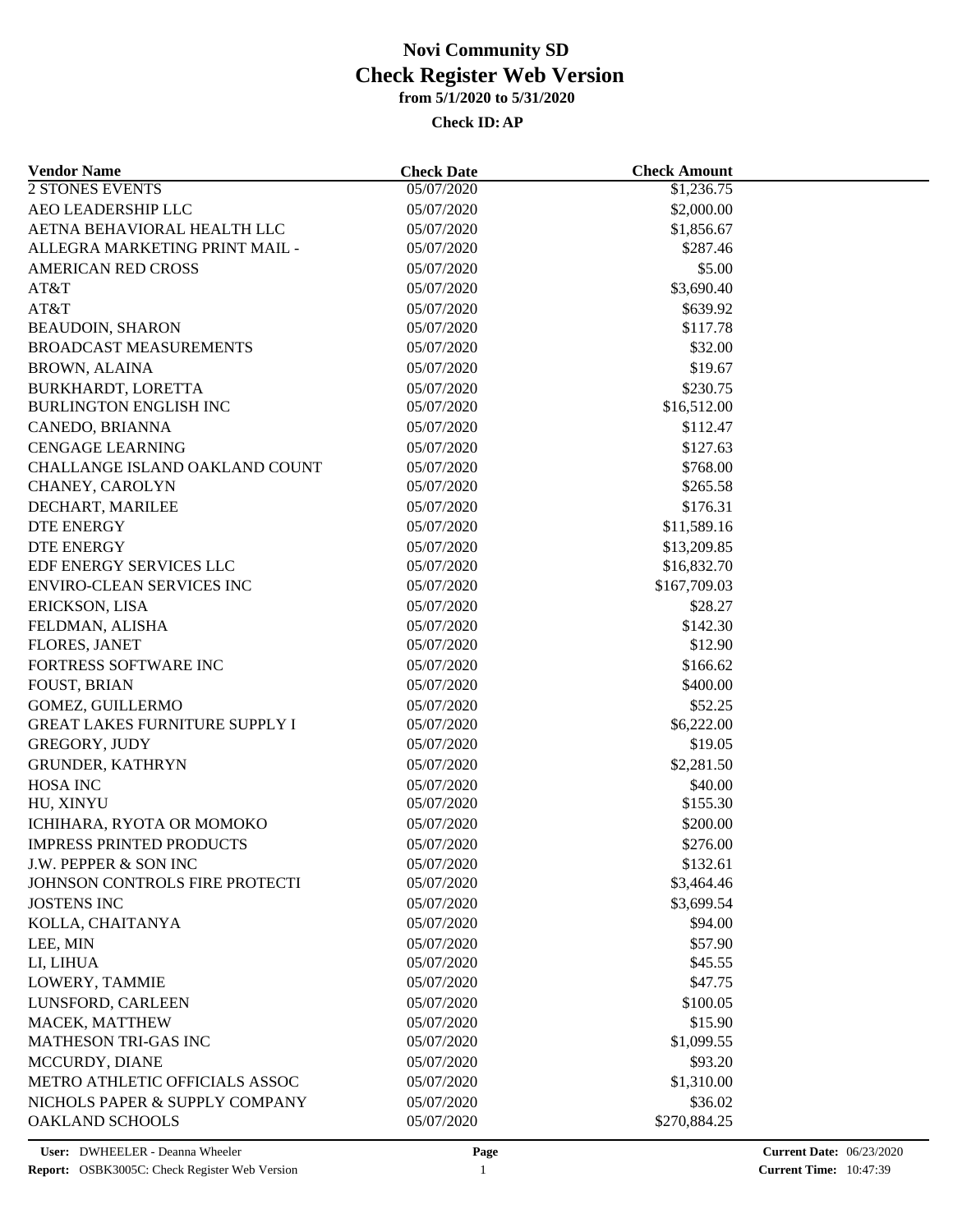# Novi Community SD
## Check Register Web Version
### from 5/1/2020 to 5/31/2020

**Check ID: AP**

| Vendor Name | Check Date | Check Amount |
|---|---|---|
| 2 STONES EVENTS | 05/07/2020 | $1,236.75 |
| AEO LEADERSHIP LLC | 05/07/2020 | $2,000.00 |
| AETNA BEHAVIORAL HEALTH LLC | 05/07/2020 | $1,856.67 |
| ALLEGRA MARKETING PRINT MAIL - | 05/07/2020 | $287.46 |
| AMERICAN RED CROSS | 05/07/2020 | $5.00 |
| AT&T | 05/07/2020 | $3,690.40 |
| AT&T | 05/07/2020 | $639.92 |
| BEAUDOIN, SHARON | 05/07/2020 | $117.78 |
| BROADCAST MEASUREMENTS | 05/07/2020 | $32.00 |
| BROWN, ALAINA | 05/07/2020 | $19.67 |
| BURKHARDT, LORETTA | 05/07/2020 | $230.75 |
| BURLINGTON ENGLISH INC | 05/07/2020 | $16,512.00 |
| CANEDO, BRIANNA | 05/07/2020 | $112.47 |
| CENGAGE LEARNING | 05/07/2020 | $127.63 |
| CHALLANGE ISLAND OAKLAND COUNT | 05/07/2020 | $768.00 |
| CHANEY, CAROLYN | 05/07/2020 | $265.58 |
| DECHART, MARILEE | 05/07/2020 | $176.31 |
| DTE ENERGY | 05/07/2020 | $11,589.16 |
| DTE ENERGY | 05/07/2020 | $13,209.85 |
| EDF ENERGY SERVICES LLC | 05/07/2020 | $16,832.70 |
| ENVIRO-CLEAN SERVICES INC | 05/07/2020 | $167,709.03 |
| ERICKSON, LISA | 05/07/2020 | $28.27 |
| FELDMAN, ALISHA | 05/07/2020 | $142.30 |
| FLORES, JANET | 05/07/2020 | $12.90 |
| FORTRESS SOFTWARE INC | 05/07/2020 | $166.62 |
| FOUST, BRIAN | 05/07/2020 | $400.00 |
| GOMEZ, GUILLERMO | 05/07/2020 | $52.25 |
| GREAT LAKES FURNITURE SUPPLY I | 05/07/2020 | $6,222.00 |
| GREGORY, JUDY | 05/07/2020 | $19.05 |
| GRUNDER, KATHRYN | 05/07/2020 | $2,281.50 |
| HOSA INC | 05/07/2020 | $40.00 |
| HU, XINYU | 05/07/2020 | $155.30 |
| ICHIHARA, RYOTA OR MOMOKO | 05/07/2020 | $200.00 |
| IMPRESS PRINTED PRODUCTS | 05/07/2020 | $276.00 |
| J.W. PEPPER & SON INC | 05/07/2020 | $132.61 |
| JOHNSON CONTROLS FIRE PROTECTI | 05/07/2020 | $3,464.46 |
| JOSTENS INC | 05/07/2020 | $3,699.54 |
| KOLLA, CHAITANYA | 05/07/2020 | $94.00 |
| LEE, MIN | 05/07/2020 | $57.90 |
| LI, LIHUA | 05/07/2020 | $45.55 |
| LOWERY, TAMMIE | 05/07/2020 | $47.75 |
| LUNSFORD, CARLEEN | 05/07/2020 | $100.05 |
| MACEK, MATTHEW | 05/07/2020 | $15.90 |
| MATHESON TRI-GAS INC | 05/07/2020 | $1,099.55 |
| MCCURDY, DIANE | 05/07/2020 | $93.20 |
| METRO ATHLETIC OFFICIALS ASSOC | 05/07/2020 | $1,310.00 |
| NICHOLS PAPER & SUPPLY COMPANY | 05/07/2020 | $36.02 |
| OAKLAND SCHOOLS | 05/07/2020 | $270,884.25 |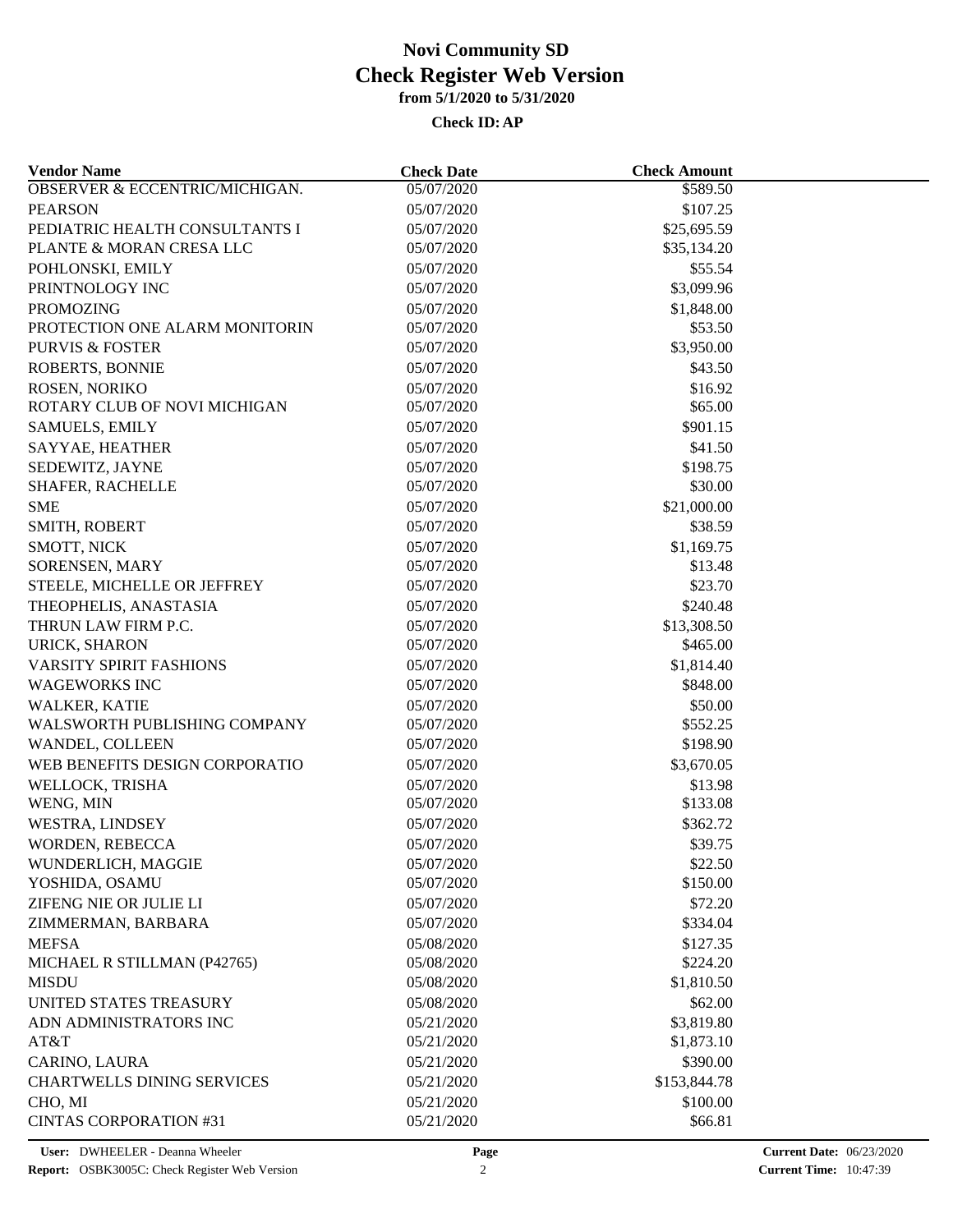# Novi Community SD
## Check Register Web Version
### from 5/1/2020 to 5/31/2020
**Check ID: AP**

| Vendor Name | Check Date | Check Amount |
|---|---|---|
| OBSERVER & ECCENTRIC/MICHIGAN. | 05/07/2020 | $589.50 |
| PEARSON | 05/07/2020 | $107.25 |
| PEDIATRIC HEALTH CONSULTANTS I | 05/07/2020 | $25,695.59 |
| PLANTE & MORAN CRESA LLC | 05/07/2020 | $35,134.20 |
| POHLONSKI, EMILY | 05/07/2020 | $55.54 |
| PRINTNOLOGY INC | 05/07/2020 | $3,099.96 |
| PROMOZING | 05/07/2020 | $1,848.00 |
| PROTECTION ONE ALARM MONITORIN | 05/07/2020 | $53.50 |
| PURVIS & FOSTER | 05/07/2020 | $3,950.00 |
| ROBERTS, BONNIE | 05/07/2020 | $43.50 |
| ROSEN, NORIKO | 05/07/2020 | $16.92 |
| ROTARY CLUB OF NOVI MICHIGAN | 05/07/2020 | $65.00 |
| SAMUELS, EMILY | 05/07/2020 | $901.15 |
| SAYYAE, HEATHER | 05/07/2020 | $41.50 |
| SEDEWITZ, JAYNE | 05/07/2020 | $198.75 |
| SHAFER, RACHELLE | 05/07/2020 | $30.00 |
| SME | 05/07/2020 | $21,000.00 |
| SMITH, ROBERT | 05/07/2020 | $38.59 |
| SMOTT, NICK | 05/07/2020 | $1,169.75 |
| SORENSEN, MARY | 05/07/2020 | $13.48 |
| STEELE, MICHELLE OR JEFFREY | 05/07/2020 | $23.70 |
| THEOPHELIS, ANASTASIA | 05/07/2020 | $240.48 |
| THRUN LAW FIRM P.C. | 05/07/2020 | $13,308.50 |
| URICK, SHARON | 05/07/2020 | $465.00 |
| VARSITY SPIRIT FASHIONS | 05/07/2020 | $1,814.40 |
| WAGEWORKS INC | 05/07/2020 | $848.00 |
| WALKER, KATIE | 05/07/2020 | $50.00 |
| WALSWORTH PUBLISHING COMPANY | 05/07/2020 | $552.25 |
| WANDEL, COLLEEN | 05/07/2020 | $198.90 |
| WEB BENEFITS DESIGN CORPORATIO | 05/07/2020 | $3,670.05 |
| WELLOCK, TRISHA | 05/07/2020 | $13.98 |
| WENG, MIN | 05/07/2020 | $133.08 |
| WESTRA, LINDSEY | 05/07/2020 | $362.72 |
| WORDEN, REBECCA | 05/07/2020 | $39.75 |
| WUNDERLICH, MAGGIE | 05/07/2020 | $22.50 |
| YOSHIDA, OSAMU | 05/07/2020 | $150.00 |
| ZIFENG NIE OR JULIE LI | 05/07/2020 | $72.20 |
| ZIMMERMAN, BARBARA | 05/07/2020 | $334.04 |
| MEFSA | 05/08/2020 | $127.35 |
| MICHAEL R STILLMAN (P42765) | 05/08/2020 | $224.20 |
| MISDU | 05/08/2020 | $1,810.50 |
| UNITED STATES TREASURY | 05/08/2020 | $62.00 |
| ADN ADMINISTRATORS INC | 05/21/2020 | $3,819.80 |
| AT&T | 05/21/2020 | $1,873.10 |
| CARINO, LAURA | 05/21/2020 | $390.00 |
| CHARTWELLS DINING SERVICES | 05/21/2020 | $153,844.78 |
| CHO, MI | 05/21/2020 | $100.00 |
| CINTAS CORPORATION #31 | 05/21/2020 | $66.81 |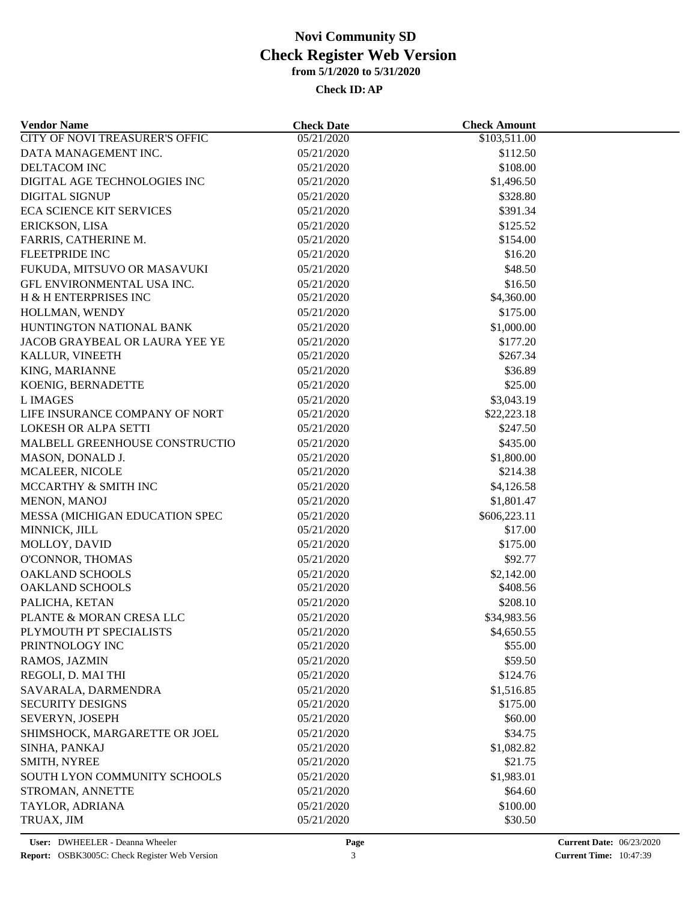# Novi Community SD
# Check Register Web Version
### from 5/1/2020 to 5/31/2020

**Check ID: AP**

| Vendor Name | Check Date | Check Amount |
|---|---|---|
| CITY OF NOVI TREASURER'S OFFIC | 05/21/2020 | $103,511.00 |
| DATA MANAGEMENT INC. | 05/21/2020 | $112.50 |
| DELTACOM INC | 05/21/2020 | $108.00 |
| DIGITAL AGE TECHNOLOGIES INC | 05/21/2020 | $1,496.50 |
| DIGITAL SIGNUP | 05/21/2020 | $328.80 |
| ECA SCIENCE KIT SERVICES | 05/21/2020 | $391.34 |
| ERICKSON, LISA | 05/21/2020 | $125.52 |
| FARRIS, CATHERINE M. | 05/21/2020 | $154.00 |
| FLEETPRIDE INC | 05/21/2020 | $16.20 |
| FUKUDA, MITSUVO OR MASAVUKI | 05/21/2020 | $48.50 |
| GFL ENVIRONMENTAL USA INC. | 05/21/2020 | $16.50 |
| H & H ENTERPRISES INC | 05/21/2020 | $4,360.00 |
| HOLLMAN, WENDY | 05/21/2020 | $175.00 |
| HUNTINGTON NATIONAL BANK | 05/21/2020 | $1,000.00 |
| JACOB GRAYBEAL OR LAURA YEE YE | 05/21/2020 | $177.20 |
| KALLUR, VINEETH | 05/21/2020 | $267.34 |
| KING, MARIANNE | 05/21/2020 | $36.89 |
| KOENIG, BERNADETTE | 05/21/2020 | $25.00 |
| L IMAGES | 05/21/2020 | $3,043.19 |
| LIFE INSURANCE COMPANY OF NORT | 05/21/2020 | $22,223.18 |
| LOKESH OR ALPA SETTI | 05/21/2020 | $247.50 |
| MALBELL GREENHOUSE CONSTRUCTIO | 05/21/2020 | $435.00 |
| MASON, DONALD J. | 05/21/2020 | $1,800.00 |
| MCALEER, NICOLE | 05/21/2020 | $214.38 |
| MCCARTHY & SMITH INC | 05/21/2020 | $4,126.58 |
| MENON, MANOJ | 05/21/2020 | $1,801.47 |
| MESSA (MICHIGAN EDUCATION SPEC | 05/21/2020 | $606,223.11 |
| MINNICK, JILL | 05/21/2020 | $17.00 |
| MOLLOY, DAVID | 05/21/2020 | $175.00 |
| O'CONNOR, THOMAS | 05/21/2020 | $92.77 |
| OAKLAND SCHOOLS | 05/21/2020 | $2,142.00 |
| OAKLAND SCHOOLS | 05/21/2020 | $408.56 |
| PALICHA, KETAN | 05/21/2020 | $208.10 |
| PLANTE & MORAN CRESA LLC | 05/21/2020 | $34,983.56 |
| PLYMOUTH PT SPECIALISTS | 05/21/2020 | $4,650.55 |
| PRINTNOLOGY INC | 05/21/2020 | $55.00 |
| RAMOS, JAZMIN | 05/21/2020 | $59.50 |
| REGOLI, D. MAI THI | 05/21/2020 | $124.76 |
| SAVARALA, DARMENDRA | 05/21/2020 | $1,516.85 |
| SECURITY DESIGNS | 05/21/2020 | $175.00 |
| SEVERYN, JOSEPH | 05/21/2020 | $60.00 |
| SHIMSHOCK, MARGARETTE OR JOEL | 05/21/2020 | $34.75 |
| SINHA, PANKAJ | 05/21/2020 | $1,082.82 |
| SMITH, NYREE | 05/21/2020 | $21.75 |
| SOUTH LYON COMMUNITY SCHOOLS | 05/21/2020 | $1,983.01 |
| STROMAN, ANNETTE | 05/21/2020 | $64.60 |
| TAYLOR, ADRIANA | 05/21/2020 | $100.00 |
| TRUAX, JIM | 05/21/2020 | $30.50 |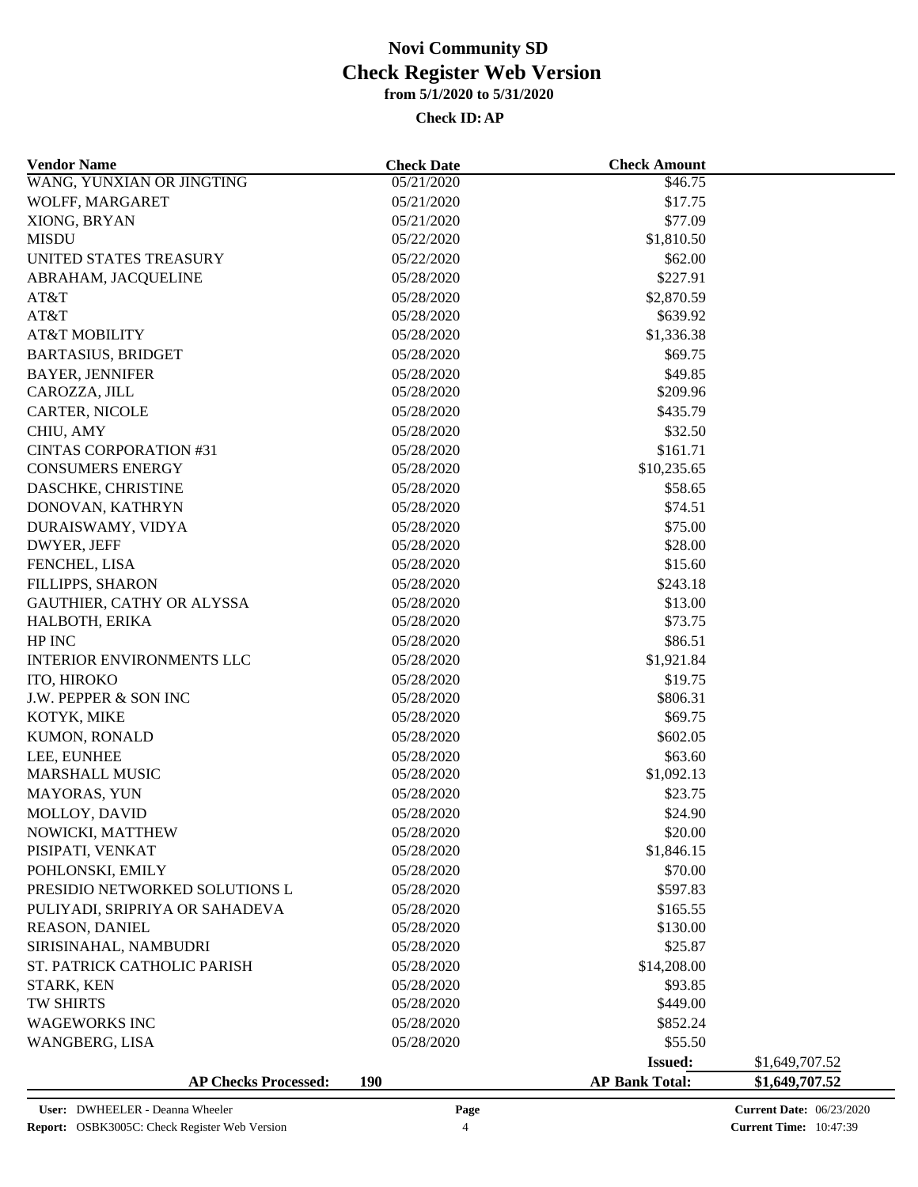# Novi Community SD

## Check Register Web Version

### from 5/1/2020 to 5/31/2020

**Check ID: AP**

| Vendor Name | Check Date | Check Amount | |
|---|---|---|---|
| WANG, YUNXIAN OR JINGTING | 05/21/2020 | $46.75 | |
| WOLFF, MARGARET | 05/21/2020 | $17.75 | |
| XIONG, BRYAN | 05/21/2020 | $77.09 | |
| MISDU | 05/22/2020 | $1,810.50 | |
| UNITED STATES TREASURY | 05/22/2020 | $62.00 | |
| ABRAHAM, JACQUELINE | 05/28/2020 | $227.91 | |
| AT&T | 05/28/2020 | $2,870.59 | |
| AT&T | 05/28/2020 | $639.92 | |
| AT&T MOBILITY | 05/28/2020 | $1,336.38 | |
| BARTASIUS, BRIDGET | 05/28/2020 | $69.75 | |
| BAYER, JENNIFER | 05/28/2020 | $49.85 | |
| CAROZZA, JILL | 05/28/2020 | $209.96 | |
| CARTER, NICOLE | 05/28/2020 | $435.79 | |
| CHIU, AMY | 05/28/2020 | $32.50 | |
| CINTAS CORPORATION #31 | 05/28/2020 | $161.71 | |
| CONSUMERS ENERGY | 05/28/2020 | $10,235.65 | |
| DASCHKE, CHRISTINE | 05/28/2020 | $58.65 | |
| DONOVAN, KATHRYN | 05/28/2020 | $74.51 | |
| DURAISWAMY, VIDYA | 05/28/2020 | $75.00 | |
| DWYER, JEFF | 05/28/2020 | $28.00 | |
| FENCHEL, LISA | 05/28/2020 | $15.60 | |
| FILLIPPS, SHARON | 05/28/2020 | $243.18 | |
| GAUTHIER, CATHY OR ALYSSA | 05/28/2020 | $13.00 | |
| HALBOTH, ERIKA | 05/28/2020 | $73.75 | |
| HP INC | 05/28/2020 | $86.51 | |
| INTERIOR ENVIRONMENTS LLC | 05/28/2020 | $1,921.84 | |
| ITO, HIROKO | 05/28/2020 | $19.75 | |
| J.W. PEPPER & SON INC | 05/28/2020 | $806.31 | |
| KOTYK, MIKE | 05/28/2020 | $69.75 | |
| KUMON, RONALD | 05/28/2020 | $602.05 | |
| LEE, EUNHEE | 05/28/2020 | $63.60 | |
| MARSHALL MUSIC | 05/28/2020 | $1,092.13 | |
| MAYORAS, YUN | 05/28/2020 | $23.75 | |
| MOLLOY, DAVID | 05/28/2020 | $24.90 | |
| NOWICKI, MATTHEW | 05/28/2020 | $20.00 | |
| PISIPATI, VENKAT | 05/28/2020 | $1,846.15 | |
| POHLONSKI, EMILY | 05/28/2020 | $70.00 | |
| PRESIDIO NETWORKED SOLUTIONS L | 05/28/2020 | $597.83 | |
| PULIYADI, SRIPRIYA OR SAHADEVA | 05/28/2020 | $165.55 | |
| REASON, DANIEL | 05/28/2020 | $130.00 | |
| SIRISINAHAL, NAMBUDRI | 05/28/2020 | $25.87 | |
| ST. PATRICK CATHOLIC PARISH | 05/28/2020 | $14,208.00 | |
| STARK, KEN | 05/28/2020 | $93.85 | |
| TW SHIRTS | 05/28/2020 | $449.00 | |
| WAGEWORKS INC | 05/28/2020 | $852.24 | |
| WANGBERG, LISA | 05/28/2020 | $55.50 | |
| | | **Issued:** | $1,649,707.52 |
| **AP Checks Processed:** | **190** | **AP Bank Total:** | **$1,649,707.52** |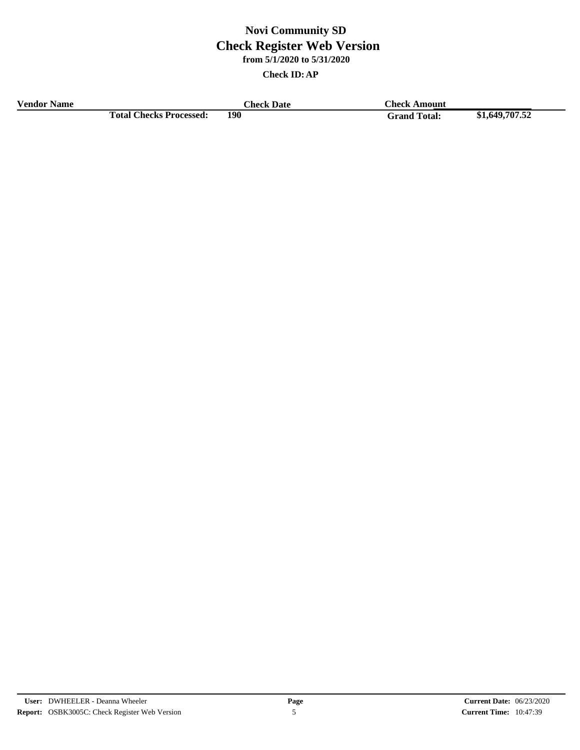# Novi Community SD

## Check Register Web Version

**from 5/1/2020 to 5/31/2020**

**Check ID: AP**

| Vendor Name | | Check Date | Check Amount | |
|---|---|---|---|---|
| | **Total Checks Processed:** | **190** | **Grand Total:** | **$1,649,707.52** |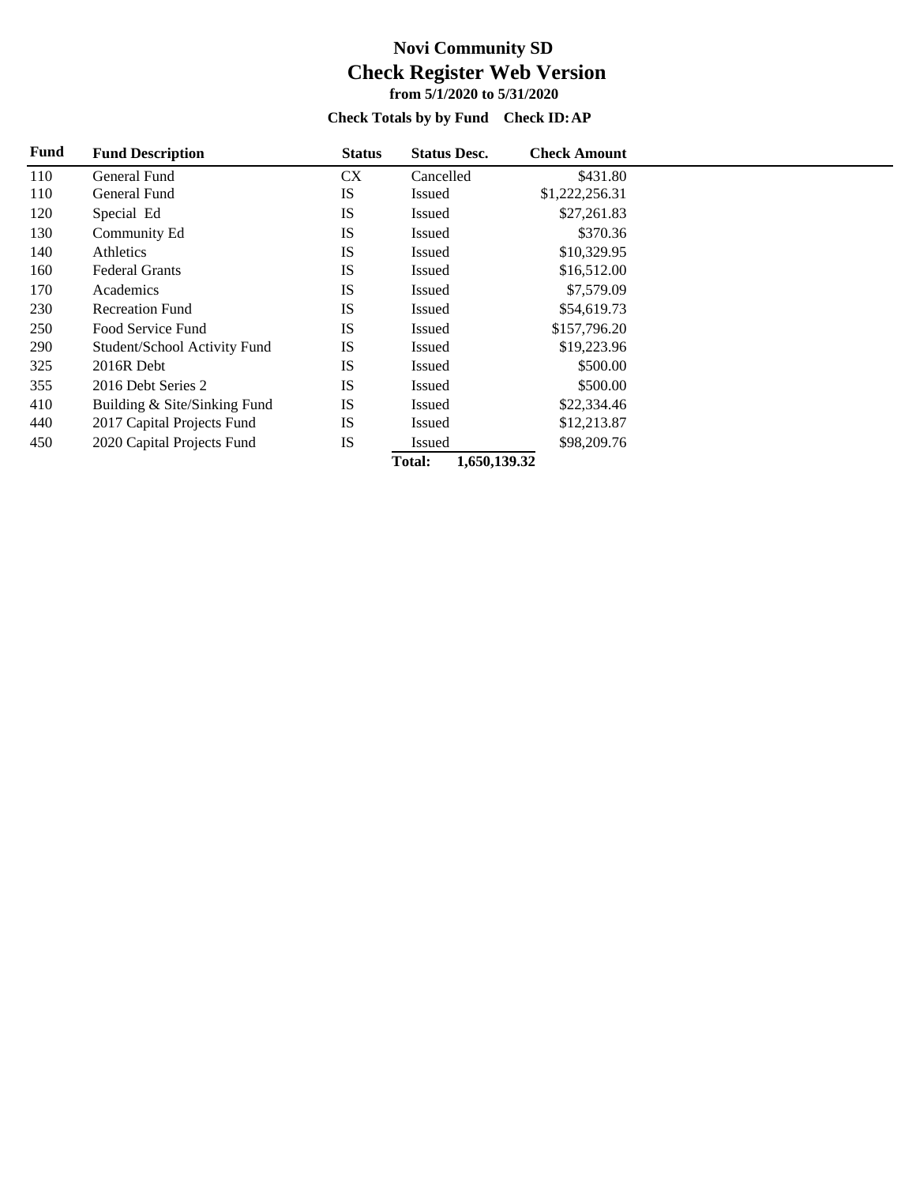# Novi Community SD
# Check Register Web Version
### from 5/1/2020 to 5/31/2020

**Check Totals by by Fund  Check ID: AP**

| Fund | Fund Description | Status | Status Desc. | Check Amount |
|---|---|---|---|---|
| 110 | General Fund | CX | Cancelled | $431.80 |
| 110 | General Fund | IS | Issued | $1,222,256.31 |
| 120 | Special Ed | IS | Issued | $27,261.83 |
| 130 | Community Ed | IS | Issued | $370.36 |
| 140 | Athletics | IS | Issued | $10,329.95 |
| 160 | Federal Grants | IS | Issued | $16,512.00 |
| 170 | Academics | IS | Issued | $7,579.09 |
| 230 | Recreation Fund | IS | Issued | $54,619.73 |
| 250 | Food Service Fund | IS | Issued | $157,796.20 |
| 290 | Student/School Activity Fund | IS | Issued | $19,223.96 |
| 325 | 2016R Debt | IS | Issued | $500.00 |
| 355 | 2016 Debt Series 2 | IS | Issued | $500.00 |
| 410 | Building & Site/Sinking Fund | IS | Issued | $22,334.46 |
| 440 | 2017 Capital Projects Fund | IS | Issued | $12,213.87 |
| 450 | 2020 Capital Projects Fund | IS | Issued | $98,209.76 |
| | | | **Total:** | **1,650,139.32** |